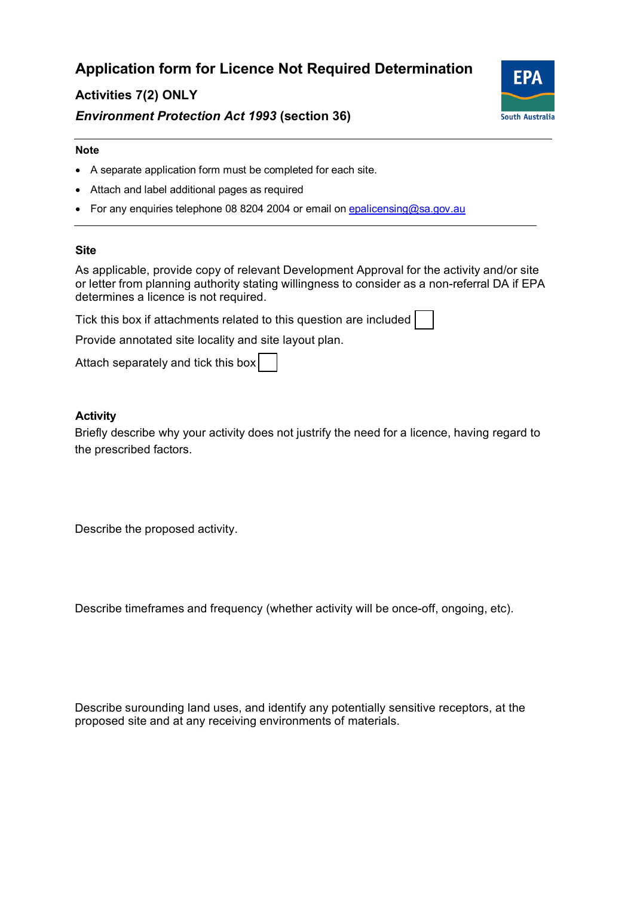# Application form for Licence Not Required Determination

## Activities 7(2) ONLY

## *Environment Protection Act 1993* (section 36)

**Note**

- A separate application form must be completed for each site.
- Attach and label additional pages as required
- For any enquiries telephone 08 8204 2004 or email on epalicensing@sa.gov.au

### Site

As applicable, provide copy of relevant Development Approval for the activity and/or site or letter from planning authority stating willingness to consider as a non-referral DA if EPA determines a licence is not required.

Tick this box if attachments related to this question are included ☐

Provide annotated site locality and site layout plan.

Attach separately and tick this box ☐

### Activity

Briefly describe why your activity does not justify the need for a licence, having regard to the prescribed factors.

Describe the proposed activity.

Describe timeframes and frequency (whether activity will be once-off, ongoing, etc).

Describe surounding land uses, and identify any potentially sensitive receptors, at the proposed site and at any receiving environments of materials.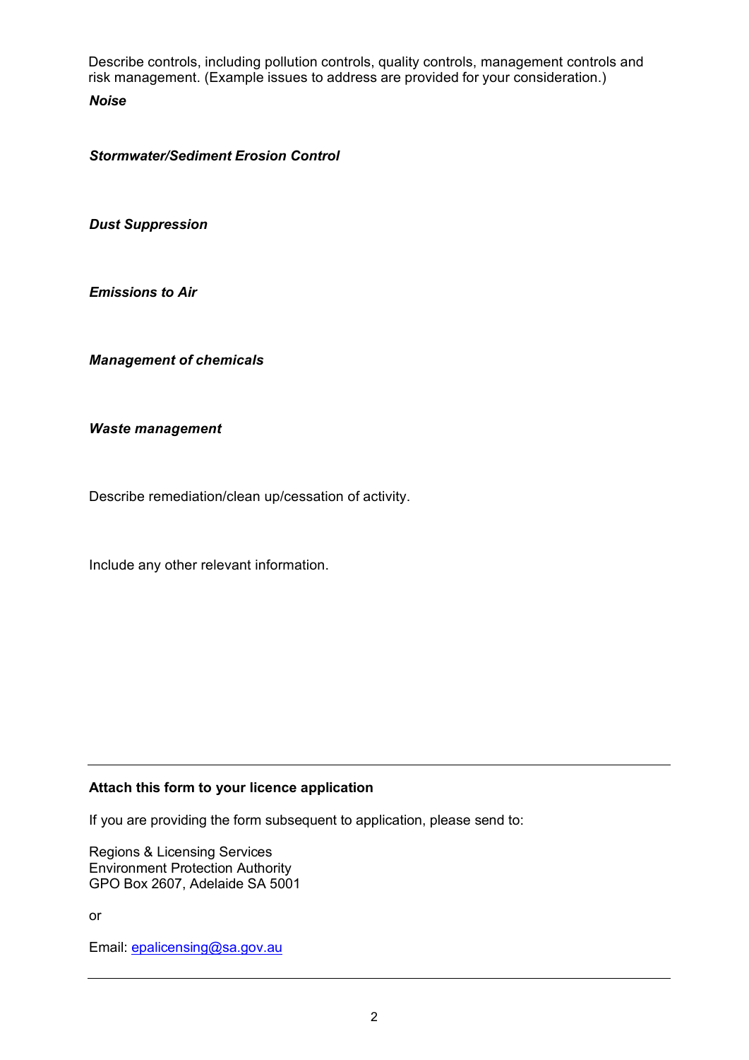Describe controls, including pollution controls, quality controls, management controls and risk management. (Example issues to address are provided for your consideration.)

***Noise***

***Stormwater/Sediment Erosion Control***

***Dust Suppression***

***Emissions to Air***

***Management of chemicals***

***Waste management***

Describe remediation/clean up/cessation of activity.

Include any other relevant information.

---

**Attach this form to your licence application**

If you are providing the form subsequent to application, please send to:

Regions & Licensing Services
Environment Protection Authority
GPO Box 2607, Adelaide SA 5001

or

Email: epalicensing@sa.gov.au

---